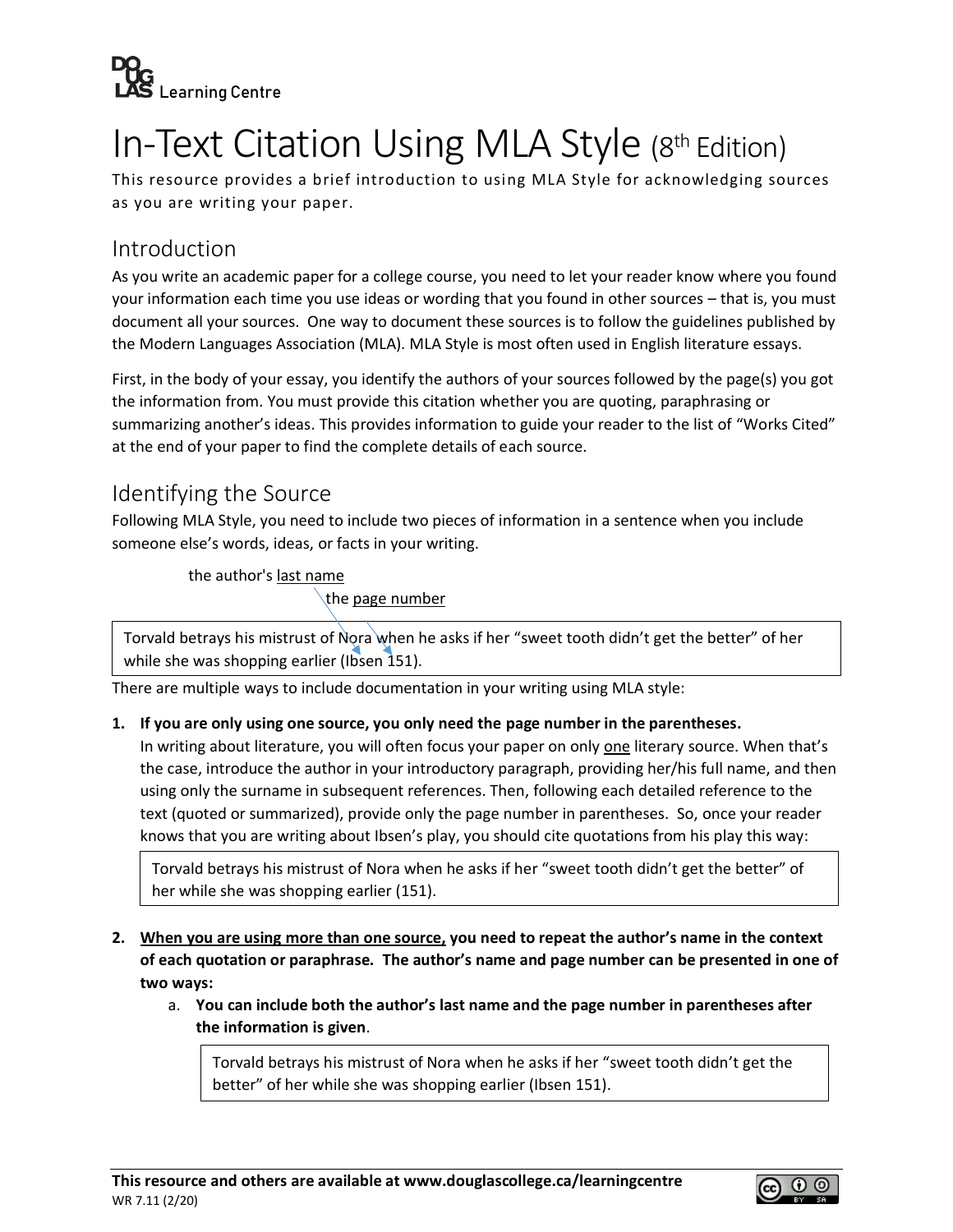Douglas Learning Centre

# In-Text Citation Using MLA Style (8th Edition)

This resource provides a brief introduction to using MLA Style for acknowledging sources as you are writing your paper.

## Introduction

As you write an academic paper for a college course, you need to let your reader know where you found your information each time you use ideas or wording that you found in other sources – that is, you must document all your sources. One way to document these sources is to follow the guidelines published by the Modern Languages Association (MLA). MLA Style is most often used in English literature essays.

First, in the body of your essay, you identify the authors of your sources followed by the page(s) you got the information from. You must provide this citation whether you are quoting, paraphrasing or summarizing another's ideas. This provides information to guide your reader to the list of "Works Cited" at the end of your paper to find the complete details of each source.

## Identifying the Source

Following MLA Style, you need to include two pieces of information in a sentence when you include someone else's words, ideas, or facts in your writing.

the author's last name
the page number

> Torvald betrays his mistrust of Nora when he asks if her "sweet tooth didn't get the better" of her while she was shopping earlier (Ibsen 151).

There are multiple ways to include documentation in your writing using MLA style:

1. **If you are only using one source, you only need the page number in the parentheses.**
   In writing about literature, you will often focus your paper on only one literary source. When that's the case, introduce the author in your introductory paragraph, providing her/his full name, and then using only the surname in subsequent references. Then, following each detailed reference to the text (quoted or summarized), provide only the page number in parentheses. So, once your reader knows that you are writing about Ibsen's play, you should cite quotations from his play this way:

   > Torvald betrays his mistrust of Nora when he asks if her "sweet tooth didn't get the better" of her while she was shopping earlier (151).

2. **When you are using more than one source, you need to repeat the author's name in the context of each quotation or paraphrase. The author's name and page number can be presented in one of two ways:**
   a. **You can include both the author's last name and the page number in parentheses after the information is given**.

   > Torvald betrays his mistrust of Nora when he asks if her "sweet tooth didn't get the better" of her while she was shopping earlier (Ibsen 151).

**This resource and others are available at www.douglascollege.ca/learningcentre**
WR 7.11 (2/20)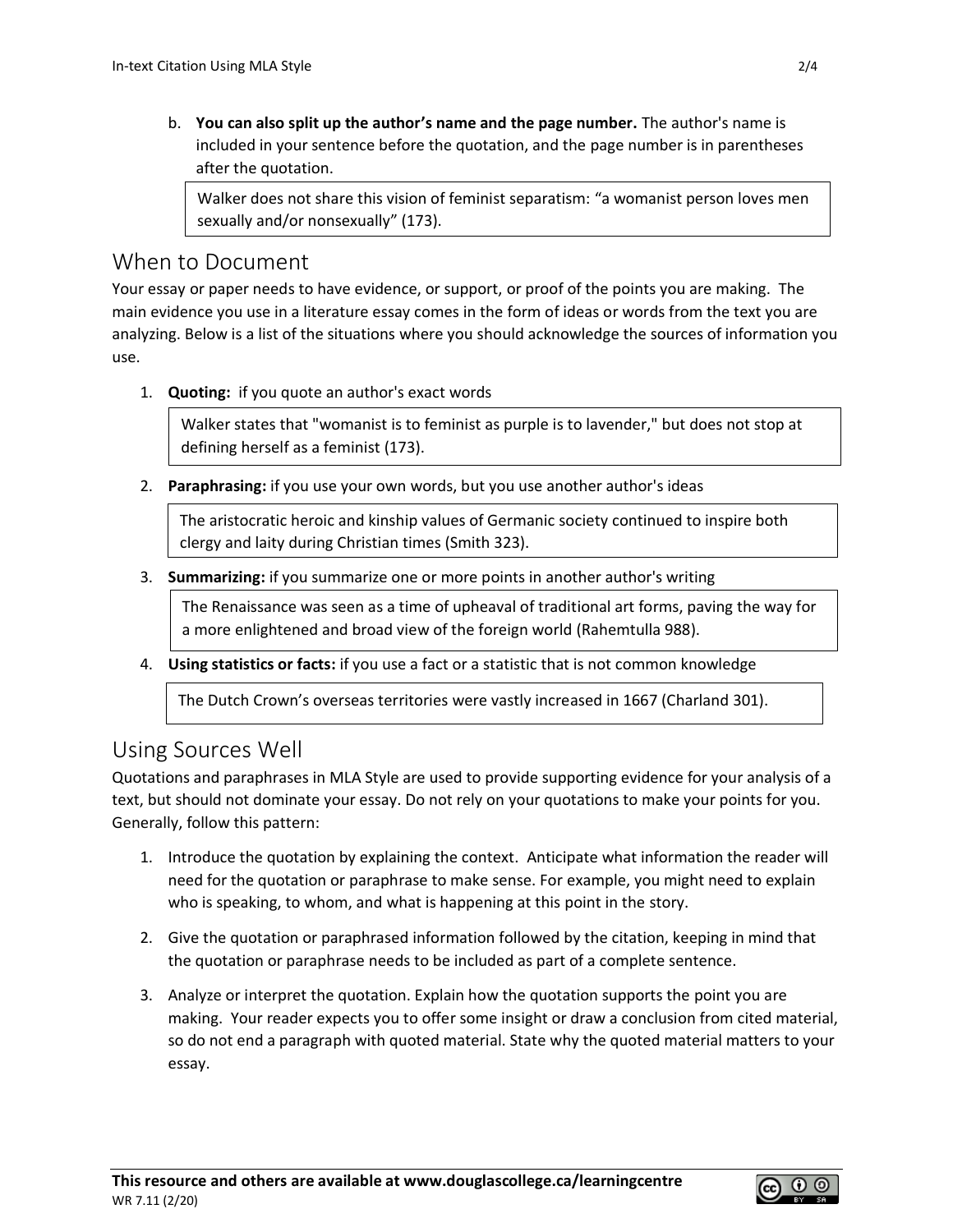b. **You can also split up the author's name and the page number.** The author's name is included in your sentence before the quotation, and the page number is in parentheses after the quotation.

> Walker does not share this vision of feminist separatism: "a womanist person loves men sexually and/or nonsexually" (173).

## When to Document

Your essay or paper needs to have evidence, or support, or proof of the points you are making. The main evidence you use in a literature essay comes in the form of ideas or words from the text you are analyzing. Below is a list of the situations where you should acknowledge the sources of information you use.

1. **Quoting:** if you quote an author's exact words

   > Walker states that "womanist is to feminist as purple is to lavender," but does not stop at defining herself as a feminist (173).

2. **Paraphrasing:** if you use your own words, but you use another author's ideas

   > The aristocratic heroic and kinship values of Germanic society continued to inspire both clergy and laity during Christian times (Smith 323).

3. **Summarizing:** if you summarize one or more points in another author's writing

   > The Renaissance was seen as a time of upheaval of traditional art forms, paving the way for a more enlightened and broad view of the foreign world (Rahemtulla 988).

4. **Using statistics or facts:** if you use a fact or a statistic that is not common knowledge

   > The Dutch Crown's overseas territories were vastly increased in 1667 (Charland 301).

## Using Sources Well

Quotations and paraphrases in MLA Style are used to provide supporting evidence for your analysis of a text, but should not dominate your essay. Do not rely on your quotations to make your points for you. Generally, follow this pattern:

1. Introduce the quotation by explaining the context. Anticipate what information the reader will need for the quotation or paraphrase to make sense. For example, you might need to explain who is speaking, to whom, and what is happening at this point in the story.

2. Give the quotation or paraphrased information followed by the citation, keeping in mind that the quotation or paraphrase needs to be included as part of a complete sentence.

3. Analyze or interpret the quotation. Explain how the quotation supports the point you are making. Your reader expects you to offer some insight or draw a conclusion from cited material, so do not end a paragraph with quoted material. State why the quoted material matters to your essay.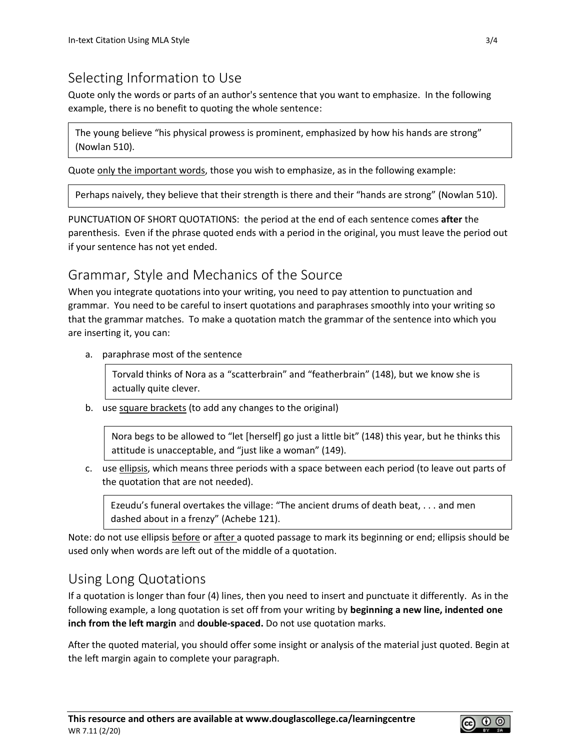## Selecting Information to Use

Quote only the words or parts of an author's sentence that you want to emphasize. In the following example, there is no benefit to quoting the whole sentence:

> The young believe "his physical prowess is prominent, emphasized by how his hands are strong" (Nowlan 510).

Quote <u>only the important words</u>, those you wish to emphasize, as in the following example:

> Perhaps naively, they believe that their strength is there and their "hands are strong" (Nowlan 510).

PUNCTUATION OF SHORT QUOTATIONS: the period at the end of each sentence comes **after** the parenthesis. Even if the phrase quoted ends with a period in the original, you must leave the period out if your sentence has not yet ended.

## Grammar, Style and Mechanics of the Source

When you integrate quotations into your writing, you need to pay attention to punctuation and grammar. You need to be careful to insert quotations and paraphrases smoothly into your writing so that the grammar matches. To make a quotation match the grammar of the sentence into which you are inserting it, you can:

a. paraphrase most of the sentence

> Torvald thinks of Nora as a "scatterbrain" and "featherbrain" (148), but we know she is actually quite clever.

b. use <u>square brackets</u> (to add any changes to the original)

> Nora begs to be allowed to "let [herself] go just a little bit" (148) this year, but he thinks this attitude is unacceptable, and "just like a woman" (149).

c. use <u>ellipsis</u>, which means three periods with a space between each period (to leave out parts of the quotation that are not needed).

> Ezeudu's funeral overtakes the village: "The ancient drums of death beat, . . . and men dashed about in a frenzy" (Achebe 121).

Note: do not use ellipsis <u>before</u> or <u>after</u> a quoted passage to mark its beginning or end; ellipsis should be used only when words are left out of the middle of a quotation.

## Using Long Quotations

If a quotation is longer than four (4) lines, then you need to insert and punctuate it differently. As in the following example, a long quotation is set off from your writing by **beginning a new line, indented one inch from the left margin** and **double-spaced.** Do not use quotation marks.

After the quoted material, you should offer some insight or analysis of the material just quoted. Begin at the left margin again to complete your paragraph.

**This resource and others are available at www.douglascollege.ca/learningcentre**
WR 7.11 (2/20)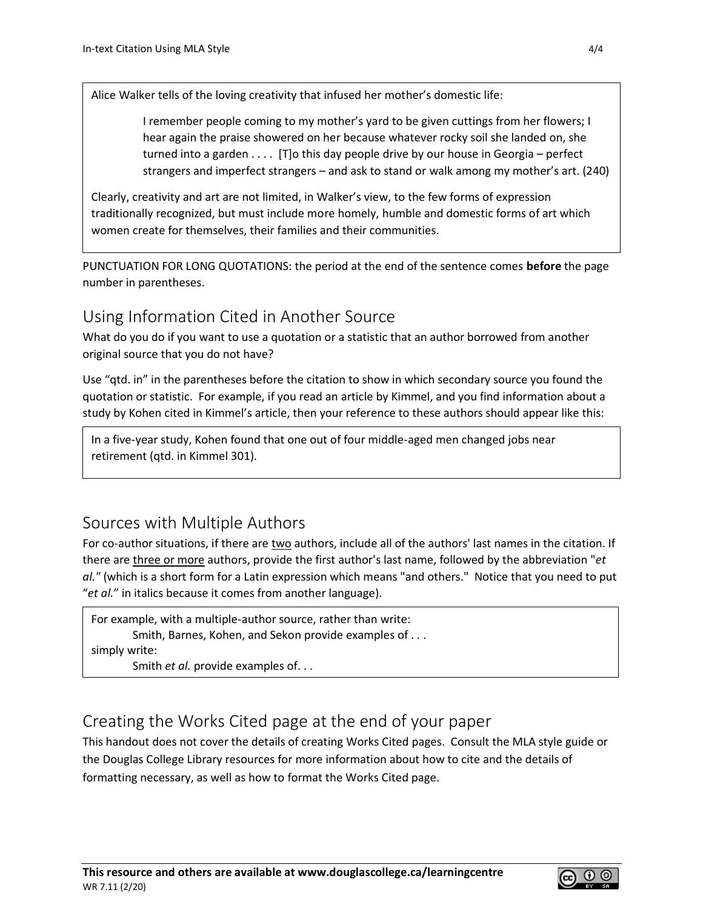Alice Walker tells of the loving creativity that infused her mother's domestic life:

> I remember people coming to my mother's yard to be given cuttings from her flowers; I hear again the praise showered on her because whatever rocky soil she landed on, she turned into a garden . . . .  [T]o this day people drive by our house in Georgia – perfect strangers and imperfect strangers – and ask to stand or walk among my mother's art. (240)

Clearly, creativity and art are not limited, in Walker's view, to the few forms of expression traditionally recognized, but must include more homely, humble and domestic forms of art which women create for themselves, their families and their communities.

PUNCTUATION FOR LONG QUOTATIONS: the period at the end of the sentence comes **before** the page number in parentheses.

## Using Information Cited in Another Source

What do you do if you want to use a quotation or a statistic that an author borrowed from another original source that you do not have?

Use "qtd. in" in the parentheses before the citation to show in which secondary source you found the quotation or statistic. For example, if you read an article by Kimmel, and you find information about a study by Kohen cited in Kimmel's article, then your reference to these authors should appear like this:

> In a five-year study, Kohen found that one out of four middle-aged men changed jobs near retirement (qtd. in Kimmel 301).

## Sources with Multiple Authors

For co-author situations, if there are <u>two</u> authors, include all of the authors' last names in the citation. If there are <u>three or more</u> authors, provide the first author's last name, followed by the abbreviation "*et al.*" (which is a short form for a Latin expression which means "and others." Notice that you need to put "*et al.*" in italics because it comes from another language).

> For example, with a multiple-author source, rather than write:
>
> Smith, Barnes, Kohen, and Sekon provide examples of . . .
>
> simply write:
>
> Smith *et al.* provide examples of. . .

## Creating the Works Cited page at the end of your paper

This handout does not cover the details of creating Works Cited pages. Consult the MLA style guide or the Douglas College Library resources for more information about how to cite and the details of formatting necessary, as well as how to format the Works Cited page.

**This resource and others are available at www.douglascollege.ca/learningcentre**
WR 7.11 (2/20)